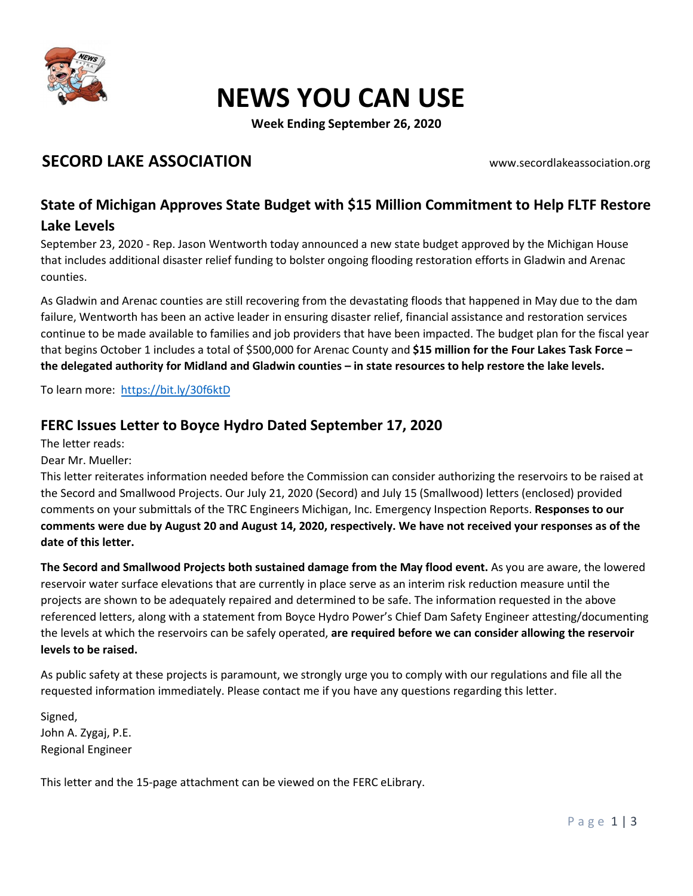# NEWS YOU CAN USE

**Week Ending September 26, 2020**

## SECORD LAKE ASSOCIATION

www.secordlakeassociation.org

### State of Michigan Approves State Budget with $15 Million Commitment to Help FLTF Restore Lake Levels

September 23, 2020 - Rep. Jason Wentworth today announced a new state budget approved by the Michigan House that includes additional disaster relief funding to bolster ongoing flooding restoration efforts in Gladwin and Arenac counties.

As Gladwin and Arenac counties are still recovering from the devastating floods that happened in May due to the dam failure, Wentworth has been an active leader in ensuring disaster relief, financial assistance and restoration services continue to be made available to families and job providers that have been impacted. The budget plan for the fiscal year that begins October 1 includes a total of $500,000 for Arenac County and **$15 million for the Four Lakes Task Force – the delegated authority for Midland and Gladwin counties – in state resources to help restore the lake levels.**

To learn more: https://bit.ly/30f6ktD

### FERC Issues Letter to Boyce Hydro Dated September 17, 2020

The letter reads:

Dear Mr. Mueller:

This letter reiterates information needed before the Commission can consider authorizing the reservoirs to be raised at the Secord and Smallwood Projects. Our July 21, 2020 (Secord) and July 15 (Smallwood) letters (enclosed) provided comments on your submittals of the TRC Engineers Michigan, Inc. Emergency Inspection Reports. **Responses to our comments were due by August 20 and August 14, 2020, respectively. We have not received your responses as of the date of this letter.**

**The Secord and Smallwood Projects both sustained damage from the May flood event.** As you are aware, the lowered reservoir water surface elevations that are currently in place serve as an interim risk reduction measure until the projects are shown to be adequately repaired and determined to be safe. The information requested in the above referenced letters, along with a statement from Boyce Hydro Power's Chief Dam Safety Engineer attesting/documenting the levels at which the reservoirs can be safely operated, **are required before we can consider allowing the reservoir levels to be raised.**

As public safety at these projects is paramount, we strongly urge you to comply with our regulations and file all the requested information immediately. Please contact me if you have any questions regarding this letter.

Signed,
John A. Zygaj, P.E.
Regional Engineer

This letter and the 15-page attachment can be viewed on the FERC eLibrary.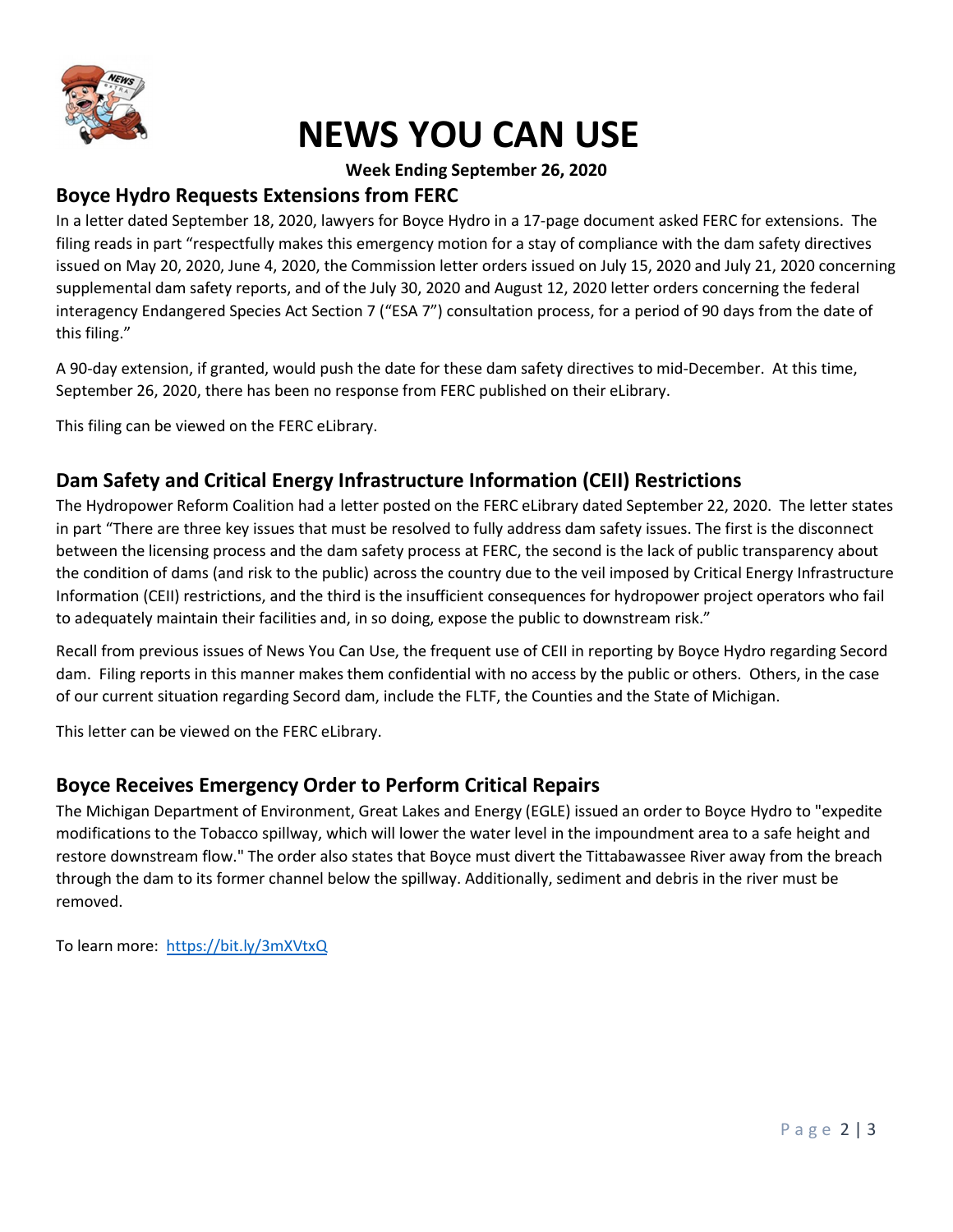# NEWS YOU CAN USE

**Week Ending September 26, 2020**

## Boyce Hydro Requests Extensions from FERC

In a letter dated September 18, 2020, lawyers for Boyce Hydro in a 17-page document asked FERC for extensions. The filing reads in part "respectfully makes this emergency motion for a stay of compliance with the dam safety directives issued on May 20, 2020, June 4, 2020, the Commission letter orders issued on July 15, 2020 and July 21, 2020 concerning supplemental dam safety reports, and of the July 30, 2020 and August 12, 2020 letter orders concerning the federal interagency Endangered Species Act Section 7 ("ESA 7") consultation process, for a period of 90 days from the date of this filing."

A 90-day extension, if granted, would push the date for these dam safety directives to mid-December. At this time, September 26, 2020, there has been no response from FERC published on their eLibrary.

This filing can be viewed on the FERC eLibrary.

## Dam Safety and Critical Energy Infrastructure Information (CEII) Restrictions

The Hydropower Reform Coalition had a letter posted on the FERC eLibrary dated September 22, 2020. The letter states in part "There are three key issues that must be resolved to fully address dam safety issues. The first is the disconnect between the licensing process and the dam safety process at FERC, the second is the lack of public transparency about the condition of dams (and risk to the public) across the country due to the veil imposed by Critical Energy Infrastructure Information (CEII) restrictions, and the third is the insufficient consequences for hydropower project operators who fail to adequately maintain their facilities and, in so doing, expose the public to downstream risk."

Recall from previous issues of News You Can Use, the frequent use of CEII in reporting by Boyce Hydro regarding Secord dam. Filing reports in this manner makes them confidential with no access by the public or others. Others, in the case of our current situation regarding Secord dam, include the FLTF, the Counties and the State of Michigan.

This letter can be viewed on the FERC eLibrary.

## Boyce Receives Emergency Order to Perform Critical Repairs

The Michigan Department of Environment, Great Lakes and Energy (EGLE) issued an order to Boyce Hydro to "expedite modifications to the Tobacco spillway, which will lower the water level in the impoundment area to a safe height and restore downstream flow." The order also states that Boyce must divert the Tittabawassee River away from the breach through the dam to its former channel below the spillway. Additionally, sediment and debris in the river must be removed.

To learn more: [https://bit.ly/3mXVtxQ](https://bit.ly/3mXVtxQ)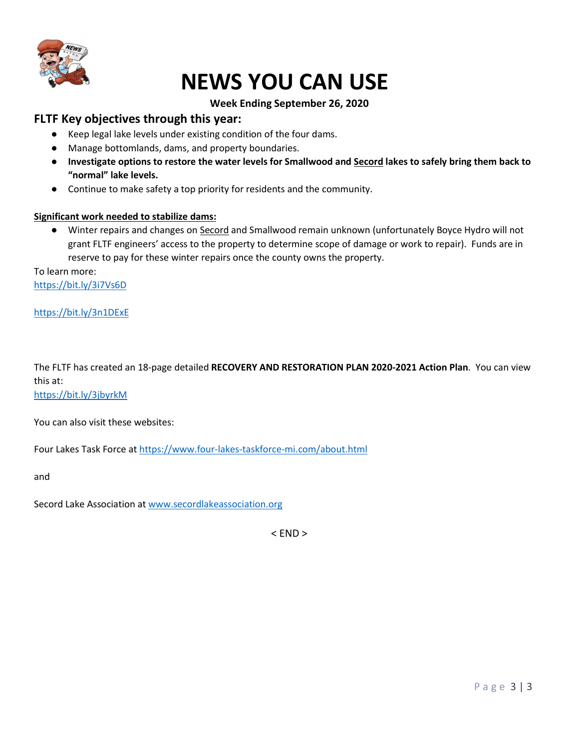# NEWS YOU CAN USE

**Week Ending September 26, 2020**

## FLTF Key objectives through this year:

- Keep legal lake levels under existing condition of the four dams.
- Manage bottomlands, dams, and property boundaries.
- **Investigate options to restore the water levels for Smallwood and Secord lakes to safely bring them back to "normal" lake levels.**
- Continue to make safety a top priority for residents and the community.

**Significant work needed to stabilize dams:**

- Winter repairs and changes on Secord and Smallwood remain unknown (unfortunately Boyce Hydro will not grant FLTF engineers' access to the property to determine scope of damage or work to repair). Funds are in reserve to pay for these winter repairs once the county owns the property.

To learn more:
https://bit.ly/3i7Vs6D

https://bit.ly/3n1DExE

The FLTF has created an 18-page detailed **RECOVERY AND RESTORATION PLAN 2020-2021 Action Plan**. You can view this at:
https://bit.ly/3jbyrkM

You can also visit these websites:

Four Lakes Task Force at https://www.four-lakes-taskforce-mi.com/about.html

and

Secord Lake Association at www.secordlakeassociation.org

< END >